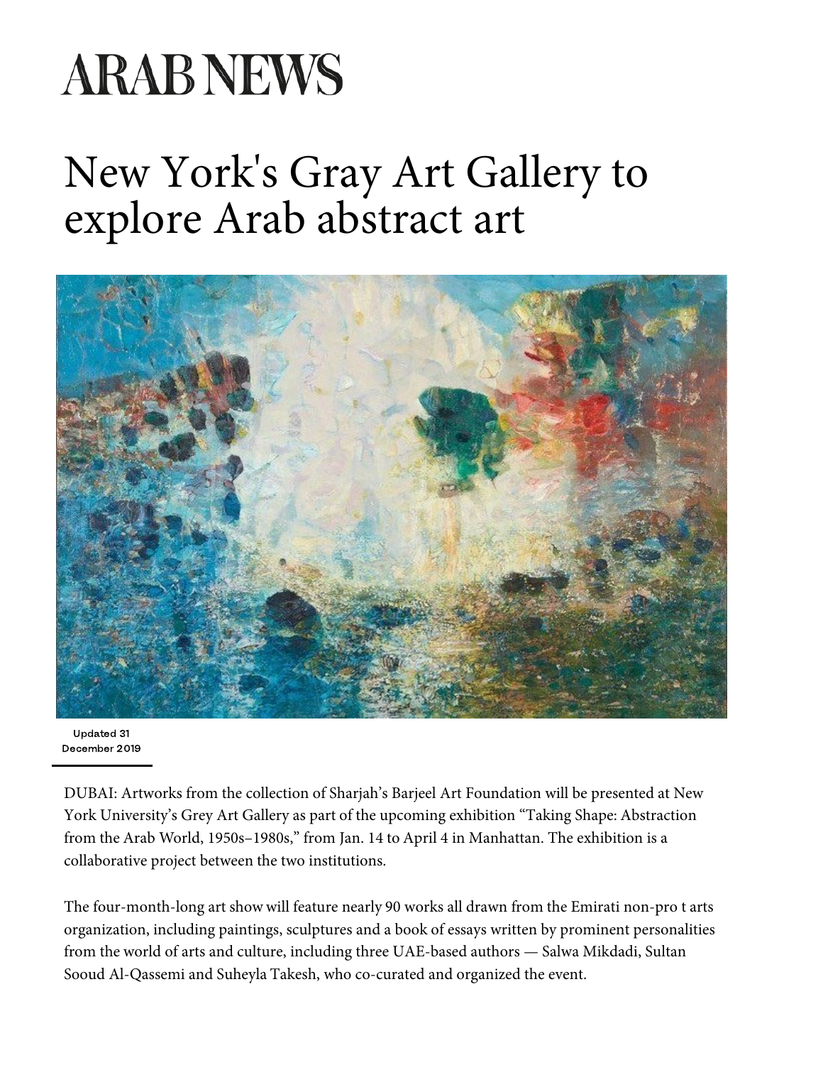# ARAB NEWS

# New York's Gray Art Gallery to explore Arab abstract art

Updated 31 December 2019

DUBAI: Artworks from the collection of Sharjah's Barjeel Art Foundation will be presented at New York University's Grey Art Gallery as part of the upcoming exhibition "Taking Shape: Abstraction from the Arab World, 1950s–1980s," from Jan. 14 to April 4 in Manhattan. The exhibition is a collaborative project between the two institutions.

The four-month-long art show will feature nearly 90 works all drawn from the Emirati non-pro t arts organization, including paintings, sculptures and a book of essays written by prominent personalities from the world of arts and culture, including three UAE-based authors — Salwa Mikdadi, Sultan Sooud Al-Qassemi and Suheyla Takesh, who co-curated and organized the event.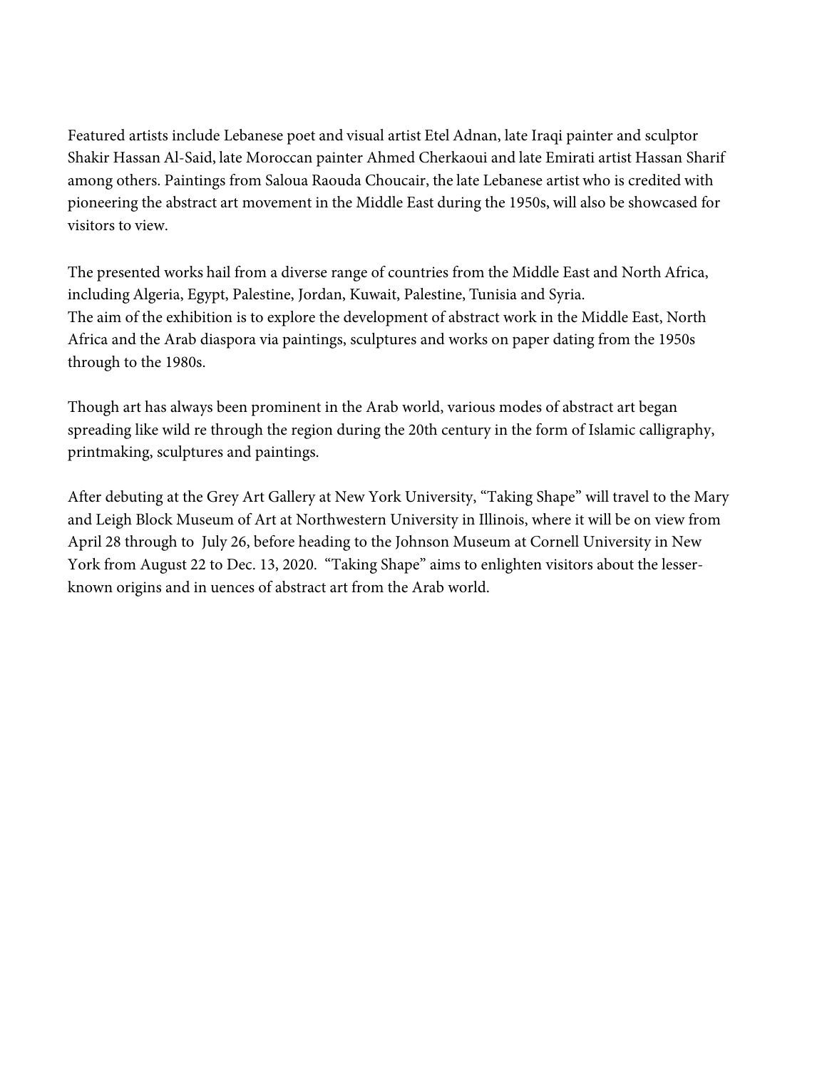Featured artists include Lebanese poet and visual artist Etel Adnan, late Iraqi painter and sculptor Shakir Hassan Al-Said, late Moroccan painter Ahmed Cherkaoui and late Emirati artist Hassan Sharif among others. Paintings from Saloua Raouda Choucair, the late Lebanese artist who is credited with pioneering the abstract art movement in the Middle East during the 1950s, will also be showcased for visitors to view.

The presented works hail from a diverse range of countries from the Middle East and North Africa, including Algeria, Egypt, Palestine, Jordan, Kuwait, Palestine, Tunisia and Syria.
The aim of the exhibition is to explore the development of abstract work in the Middle East, North Africa and the Arab diaspora via paintings, sculptures and works on paper dating from the 1950s through to the 1980s.

Though art has always been prominent in the Arab world, various modes of abstract art began spreading like wild re through the region during the 20th century in the form of Islamic calligraphy, printmaking, sculptures and paintings.

After debuting at the Grey Art Gallery at New York University, "Taking Shape" will travel to the Mary and Leigh Block Museum of Art at Northwestern University in Illinois, where it will be on view from April 28 through to July 26, before heading to the Johnson Museum at Cornell University in New York from August 22 to Dec. 13, 2020. "Taking Shape" aims to enlighten visitors about the lesser-known origins and in uences of abstract art from the Arab world.